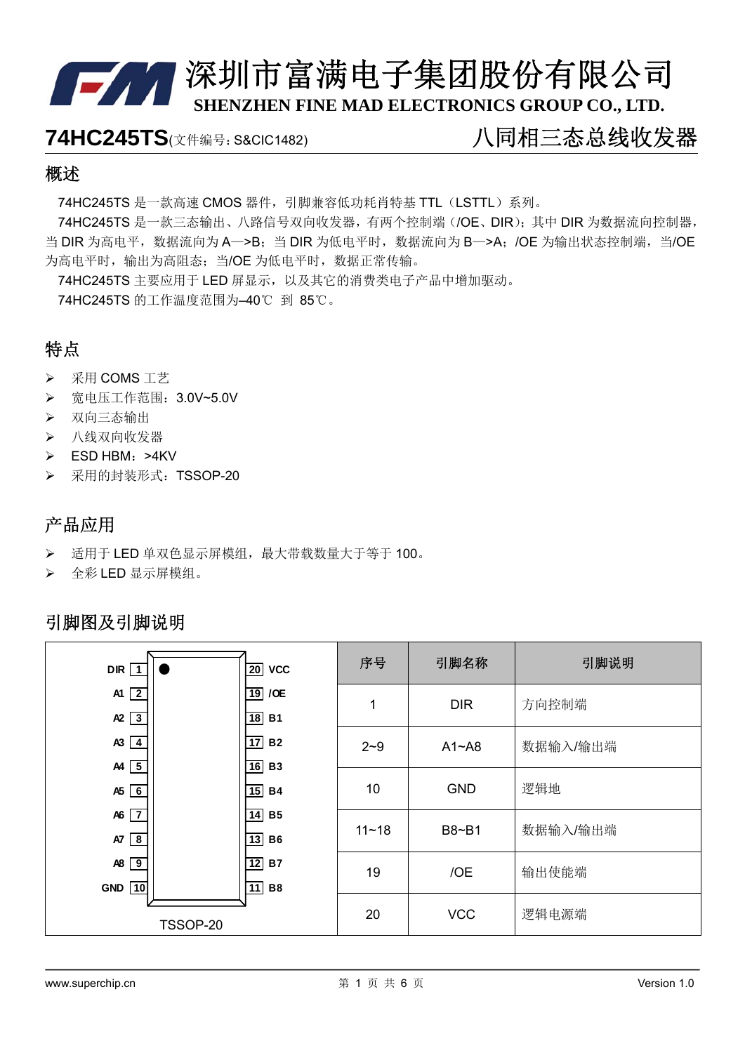# 深圳市富满电子集团股份有限公司

**SHENZHEN FINE MAD ELECTRONICS GROUP CO., LTD.**

**74HC245TS**(文件编号：S&CIC1482) 八同相三态总线收发器

## 概述

74HC245TS 是一款高速 CMOS 器件，引脚兼容低功耗肖特基 TTL（LSTTL）系列。

74HC245TS 是一款三态输出、八路信号双向收发器，有两个控制端（/OE、DIR）；其中 DIR 为数据流向控制器，当 DIR 为高电平，数据流向为 A—>B；当 DIR 为低电平时，数据流向为 B—>A；/OE 为输出状态控制端，当/OE 为高电平时，输出为高阻态；当/OE 为低电平时，数据正常传输。

74HC245TS 主要应用于 LED 屏显示，以及其它的消费类电子产品中增加驱动。

74HC245TS 的工作温度范围为–40℃ 到 85℃。

## 特点

- 采用 COMS 工艺
- 宽电压工作范围：3.0V~5.0V
- 双向三态输出
- 八线双向收发器
- ESD HBM：>4KV
- 采用的封装形式：TSSOP-20

## 产品应用

- 适用于 LED 单双色显示屏模组，最大带载数量大于等于 100。
- 全彩 LED 显示屏模组。

## 引脚图及引脚说明

| 引脚 | 名称 | 引脚 | 名称 |
|---|---|---|---|
| 1 | DIR | 20 | VCC |
| 2 | A1 | 19 | /OE |
| 3 | A2 | 18 | B1 |
| 4 | A3 | 17 | B2 |
| 5 | A4 | 16 | B3 |
| 6 | A5 | 15 | B4 |
| 7 | A6 | 14 | B5 |
| 8 | A7 | 13 | B6 |
| 9 | A8 | 12 | B7 |
| 10 | GND | 11 | B8 |

TSSOP-20

| 序号 | 引脚名称 | 引脚说明 |
|---|---|---|
| 1 | DIR | 方向控制端 |
| 2~9 | A1~A8 | 数据输入/输出端 |
| 10 | GND | 逻辑地 |
| 11~18 | B8~B1 | 数据输入/输出端 |
| 19 | /OE | 输出使能端 |
| 20 | VCC | 逻辑电源端 |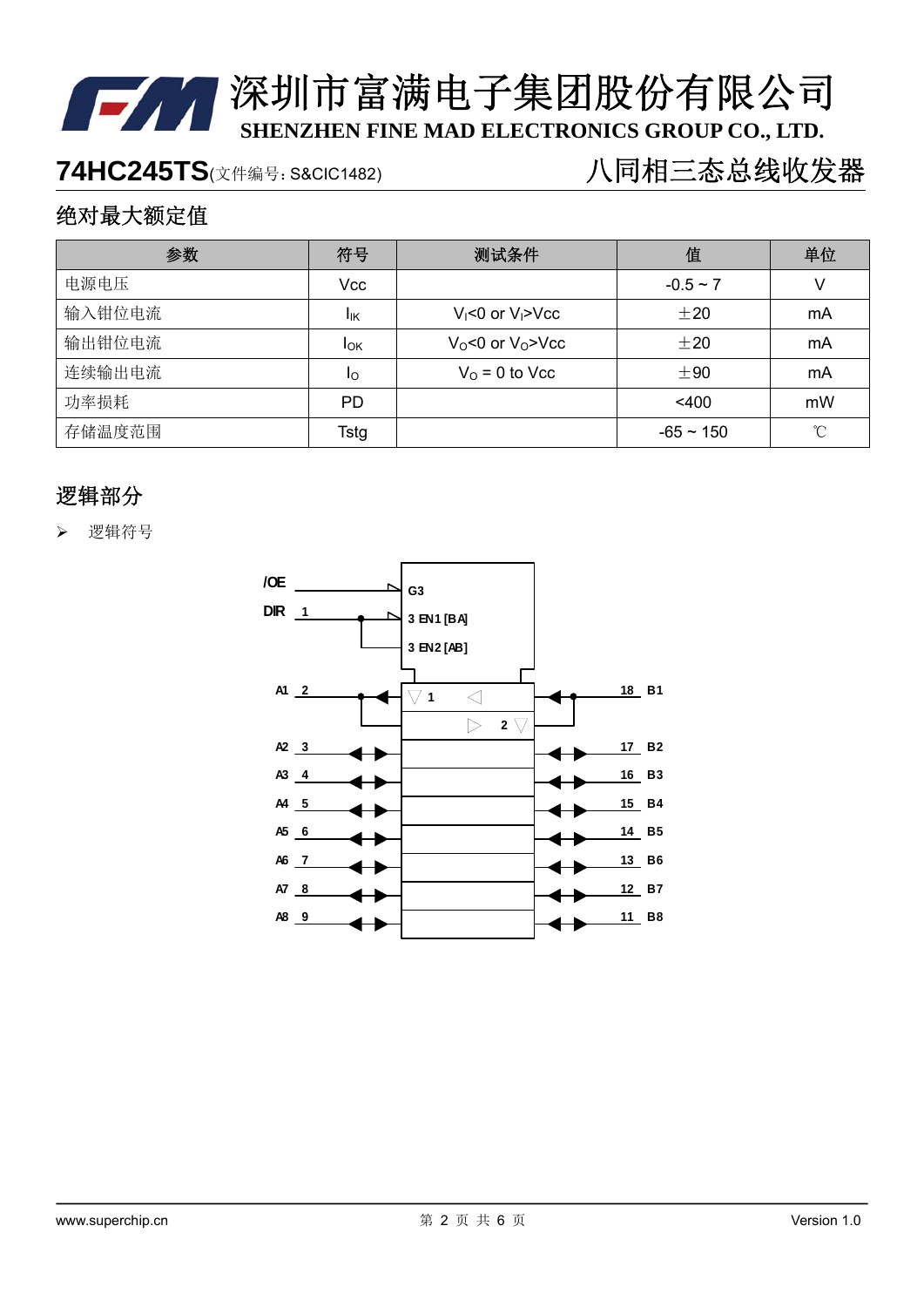## 绝对最大额定值

| 参数 | 符号 | 测试条件 | 值 | 单位 |
|---|---|---|---|---|
| 电源电压 | Vcc | | -0.5 ~ 7 | V |
| 输入钳位电流 | $I_{IK}$ | $V_I$<0 or $V_I$>Vcc | ±20 | mA |
| 输出钳位电流 | $I_{OK}$ | $V_O$<0 or $V_O$>Vcc | ±20 | mA |
| 连续输出电流 | $I_O$ | $V_O$ = 0 to Vcc | ±90 | mA |
| 功率损耗 | PD | | <400 | mW |
| 存储温度范围 | Tstg | | -65 ~ 150 | ℃ |

## 逻辑部分

➢ 逻辑符号

/OE
DIR 1
G3
3 EN1 [BA]
3 EN2 [AB]

A1 2 — 1 — 2 — 18 B1
A2 3 — 17 B2
A3 4 — 16 B3
A4 5 — 15 B4
A5 6 — 14 B5
A6 7 — 13 B6
A7 8 — 12 B7
A8 9 — 11 B8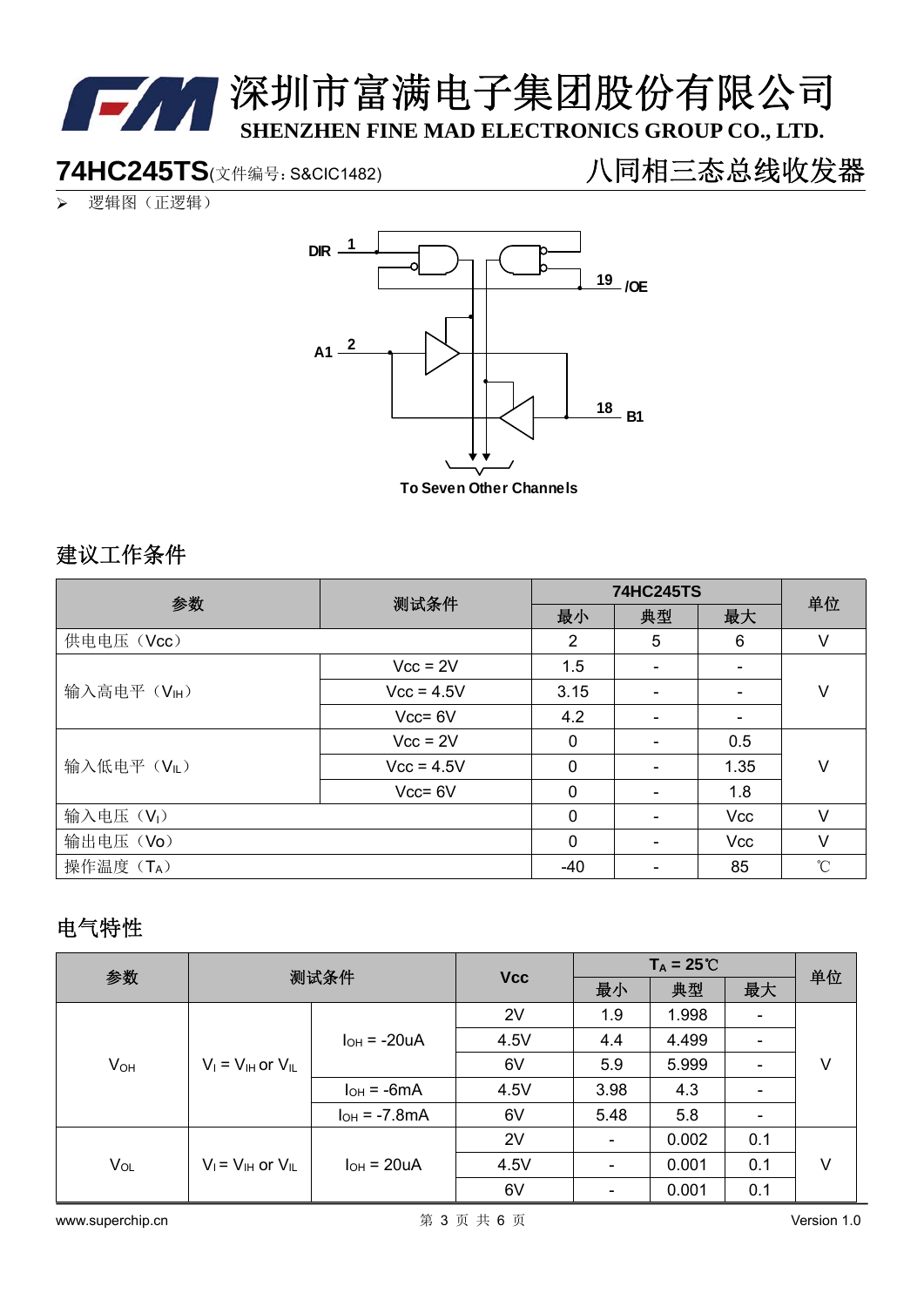# 74HC245TS(文件编号：S&CIC1482) 八同相三态总线收发器

➢ 逻辑图（正逻辑）

DIR 1

19 /OE

A1 2

18 B1

To Seven Other Channels

## 建议工作条件

| 参数 | 测试条件 | 74HC245TS | | | 单位 |
|---|---|---|---|---|---|
| | | 最小 | 典型 | 最大 | |
| 供电电压（Vcc） | | 2 | 5 | 6 | V |
| 输入高电平（$V_{IH}$） | Vcc = 2V | 1.5 | - | - | V |
| | Vcc = 4.5V | 3.15 | - | - | |
| | Vcc= 6V | 4.2 | - | - | |
| 输入低电平（$V_{IL}$） | Vcc = 2V | 0 | - | 0.5 | V |
| | Vcc = 4.5V | 0 | - | 1.35 | |
| | Vcc= 6V | 0 | - | 1.8 | |
| 输入电压（$V_I$） | | 0 | - | Vcc | V |
| 输出电压（Vo） | | 0 | - | Vcc | V |
| 操作温度（$T_A$） | | -40 | - | 85 | ℃ |

## 电气特性

| 参数 | 测试条件 | | Vcc | $T_A$ = 25℃ | | | 单位 |
|---|---|---|---|---|---|---|---|
| | | | | 最小 | 典型 | 最大 | |
| $V_{OH}$ | $V_I = V_{IH}$ or $V_{IL}$ | $I_{OH}$ = -20uA | 2V | 1.9 | 1.998 | - | V |
| | | | 4.5V | 4.4 | 4.499 | - | |
| | | | 6V | 5.9 | 5.999 | - | |
| | | $I_{OH}$ = -6mA | 4.5V | 3.98 | 4.3 | - | |
| | | $I_{OH}$ = -7.8mA | 6V | 5.48 | 5.8 | - | |
| $V_{OL}$ | $V_I = V_{IH}$ or $V_{IL}$ | $I_{OH}$ = 20uA | 2V | - | 0.002 | 0.1 | V |
| | | | 4.5V | - | 0.001 | 0.1 | |
| | | | 6V | - | 0.001 | 0.1 | |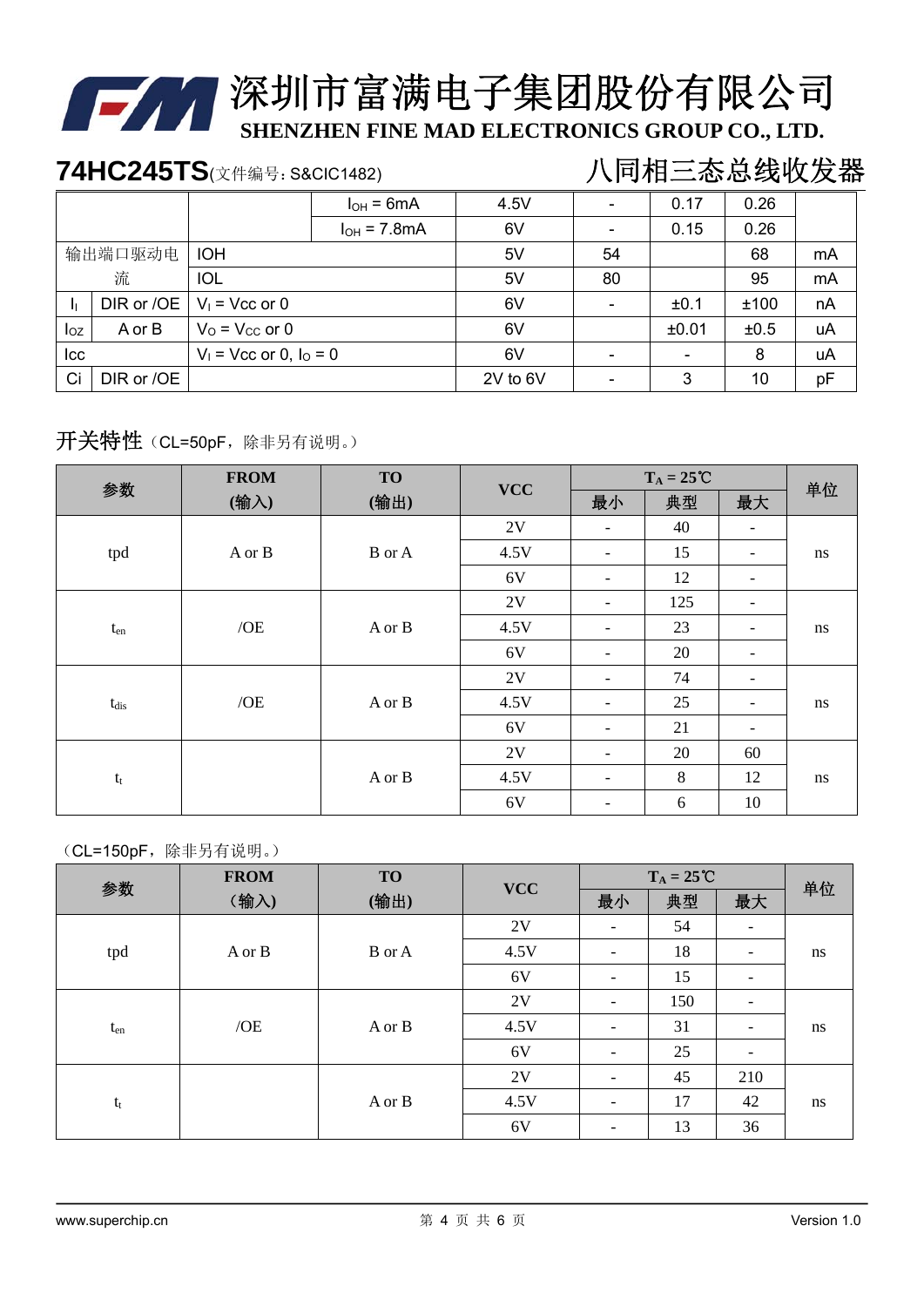# 深圳市富满电子集团股份有限公司

**SHENZHEN FINE MAD ELECTRONICS GROUP CO., LTD.**

**74HC245TS**(文件编号：S&CIC1482) 八同相三态总线收发器

| | | | | | | | |
|---|---|---|---|---|---|---|---|
| | | $I_{OH}$ = 6mA | 4.5V | - | 0.17 | 0.26 | |
| | | $I_{OH}$ = 7.8mA | 6V | - | 0.15 | 0.26 | |
| 输出端口驱动电流 | IOH | | 5V | 54 | | 68 | mA |
| | IOL | | 5V | 80 | | 95 | mA |
| $I_I$ DIR or /OE | | $V_I$ = Vcc or 0 | 6V | - | ±0.1 | ±100 | nA |
| $I_{OZ}$ A or B | | $V_O$ = $V_{CC}$ or 0 | 6V | | ±0.01 | ±0.5 | uA |
| Icc | | $V_I$ = Vcc or 0, $I_O$ = 0 | 6V | - | - | 8 | uA |
| Ci DIR or /OE | | | 2V to 6V | - | 3 | 10 | pF |

## 开关特性（CL=50pF，除非另有说明。）

| 参数 | FROM (输入) | TO (输出) | VCC | $T_A$ = 25℃ | | | 单位 |
|---|---|---|---|---|---|---|---|
| | | | | 最小 | 典型 | 最大 | |
| tpd | A or B | B or A | 2V | - | 40 | - | ns |
| | | | 4.5V | - | 15 | - | |
| | | | 6V | - | 12 | - | |
| $t_{en}$ | /OE | A or B | 2V | - | 125 | - | ns |
| | | | 4.5V | - | 23 | - | |
| | | | 6V | - | 20 | - | |
| $t_{dis}$ | /OE | A or B | 2V | - | 74 | - | ns |
| | | | 4.5V | - | 25 | - | |
| | | | 6V | - | 21 | - | |
| $t_t$ | | A or B | 2V | - | 20 | 60 | ns |
| | | | 4.5V | - | 8 | 12 | |
| | | | 6V | - | 6 | 10 | |

（CL=150pF，除非另有说明。）

| 参数 | FROM （输入） | TO (输出) | VCC | $T_A$ = 25℃ | | | 单位 |
|---|---|---|---|---|---|---|---|
| | | | | 最小 | 典型 | 最大 | |
| tpd | A or B | B or A | 2V | - | 54 | - | ns |
| | | | 4.5V | - | 18 | - | |
| | | | 6V | - | 15 | - | |
| $t_{en}$ | /OE | A or B | 2V | - | 150 | - | ns |
| | | | 4.5V | - | 31 | - | |
| | | | 6V | - | 25 | - | |
| $t_t$ | | A or B | 2V | - | 45 | 210 | ns |
| | | | 4.5V | - | 17 | 42 | |
| | | | 6V | - | 13 | 36 | |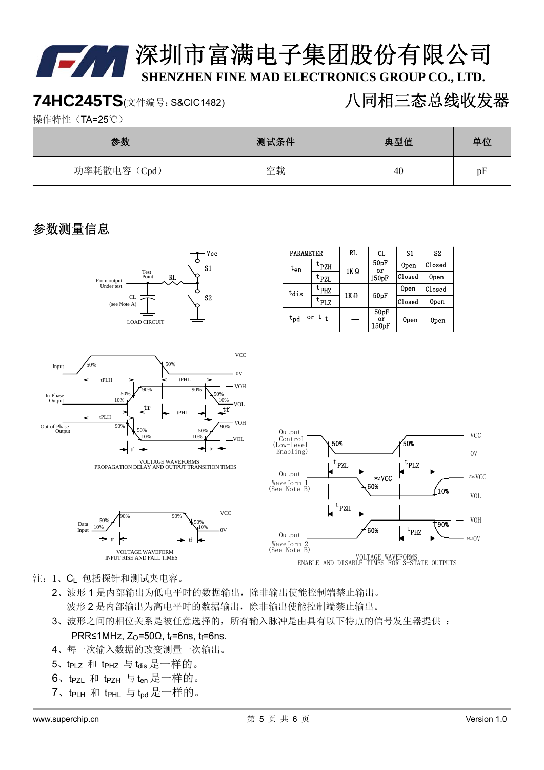# 深圳市富满电子集团股份有限公司

**SHENZHEN FINE MAD ELECTRONICS GROUP CO., LTD.**

## 74HC245TS(文件编号：S&CIC1482) 八同相三态总线收发器

操作特性（TA=25℃）

| 参数 | 测试条件 | 典型值 | 单位 |
|---|---|---|---|
| 功率耗散电容（Cpd） | 空载 | 40 | pF |

## 参数测量信息

| PARAMETER | | RL | CL | S1 | S2 |
|---|---|---|---|---|---|
| $t_{en}$ | $t_{PZH}$ | 1KΩ | 50pF or 150pF | Open | Closed |
| | $t_{PZL}$ | | | Closed | Open |
| $t_{dis}$ | $t_{PHZ}$ | 1KΩ | 50pF | Open | Closed |
| | $t_{PLZ}$ | | | Closed | Open |
| $t_{pd}$ or $t_t$ | | — | 50pF or 150pF | Open | Open |

LOAD CIRCUIT

VOLTAGE WAVEFORMS
PROPAGATION DELAY AND OUTPUT TRANSITION TIMES

VOLTAGE WAVEFORM
INPUT RISE AND FALL TIMES

VOLTAGE WAVEFORMS
ENABLE AND DISABLE TIMES FOR 3-STATE OUTPUTS

注：1、$C_L$ 包括探针和测试夹电容。

2、波形 1 是内部输出为低电平时的数据输出，除非输出使能控制端禁止输出。
   波形 2 是内部输出为高电平时的数据输出，除非输出使能控制端禁止输出。

3、波形之间的相位关系是被任意选择的，所有输入脉冲是由具有以下特点的信号发生器提供 ：
   PRR≤1MHz, $Z_O$=50Ω, $t_r$=6ns, $t_f$=6ns.

4、每一次输入数据的改变测量一次输出。

5、$t_{PLZ}$ 和 $t_{PHZ}$ 与 $t_{dis}$ 是一样的。

6、$t_{PZL}$ 和 $t_{PZH}$ 与 $t_{en}$ 是一样的。

7、$t_{PLH}$ 和 $t_{PHL}$ 与 $t_{pd}$ 是一样的。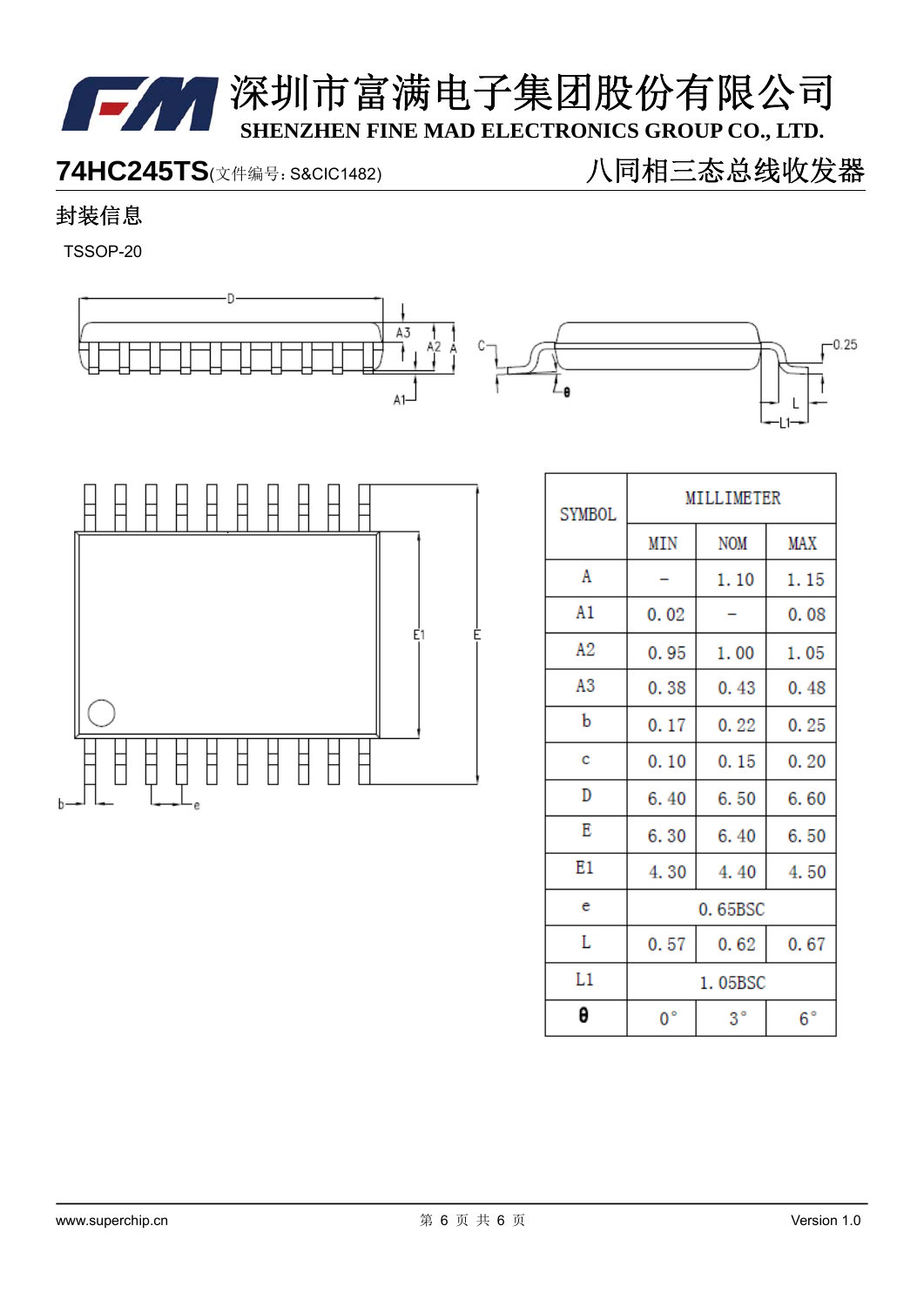## 封装信息

TSSOP-20

D
A3
A2
A
A1
C
θ
0.25
L
L1
E1
E
b
e

| SYMBOL | MILLIMETER | | |
|---|---|---|---|
| | MIN | NOM | MAX |
| A | – | 1.10 | 1.15 |
| A1 | 0.02 | – | 0.08 |
| A2 | 0.95 | 1.00 | 1.05 |
| A3 | 0.38 | 0.43 | 0.48 |
| b | 0.17 | 0.22 | 0.25 |
| c | 0.10 | 0.15 | 0.20 |
| D | 6.40 | 6.50 | 6.60 |
| E | 6.30 | 6.40 | 6.50 |
| E1 | 4.30 | 4.40 | 4.50 |
| e | 0.65BSC | | |
| L | 0.57 | 0.62 | 0.67 |
| L1 | 1.05BSC | | |
| θ | 0° | 3° | 6° |